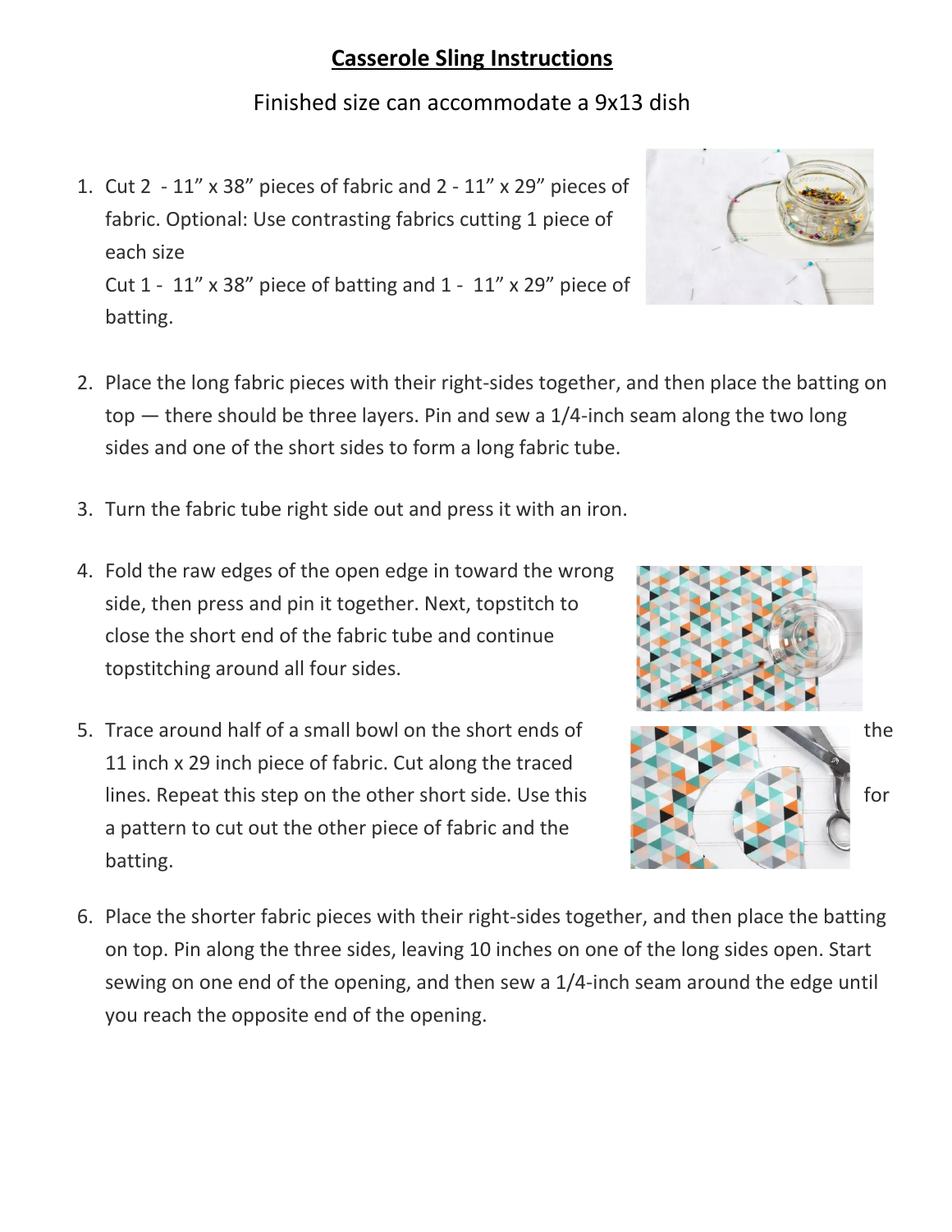# Casserole Sling Instructions

Finished size can accommodate a 9x13 dish

1. Cut 2 - 11" x 38" pieces of fabric and 2 - 11" x 29" pieces of fabric. Optional: Use contrasting fabrics cutting 1 piece of each size

   Cut 1 - 11" x 38" piece of batting and 1 - 11" x 29" piece of batting.

2. Place the long fabric pieces with their right-sides together, and then place the batting on top — there should be three layers. Pin and sew a 1/4-inch seam along the two long sides and one of the short sides to form a long fabric tube.

3. Turn the fabric tube right side out and press it with an iron.

4. Fold the raw edges of the open edge in toward the wrong side, then press and pin it together. Next, topstitch to close the short end of the fabric tube and continue topstitching around all four sides.

5. Trace around half of a small bowl on the short ends of the 11 inch x 29 inch piece of fabric. Cut along the traced lines. Repeat this step on the other short side. Use this for a pattern to cut out the other piece of fabric and the batting.

6. Place the shorter fabric pieces with their right-sides together, and then place the batting on top. Pin along the three sides, leaving 10 inches on one of the long sides open. Start sewing on one end of the opening, and then sew a 1/4-inch seam around the edge until you reach the opposite end of the opening.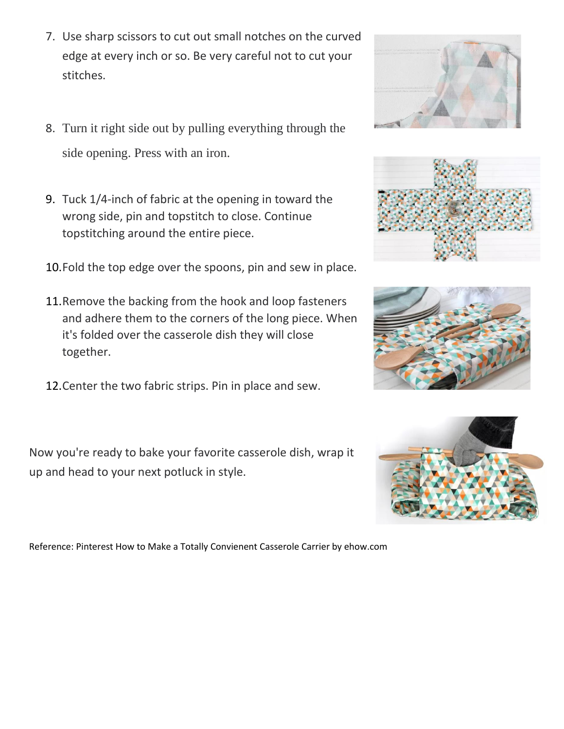7. Use sharp scissors to cut out small notches on the curved edge at every inch or so. Be very careful not to cut your stitches.

8. Turn it right side out by pulling everything through the side opening. Press with an iron.

9. Tuck 1/4-inch of fabric at the opening in toward the wrong side, pin and topstitch to close. Continue topstitching around the entire piece.

10. Fold the top edge over the spoons, pin and sew in place.

11. Remove the backing from the hook and loop fasteners and adhere them to the corners of the long piece. When it's folded over the casserole dish they will close together.

12. Center the two fabric strips. Pin in place and sew.

Now you're ready to bake your favorite casserole dish, wrap it up and head to your next potluck in style.

Reference: Pinterest How to Make a Totally Convienent Casserole Carrier by ehow.com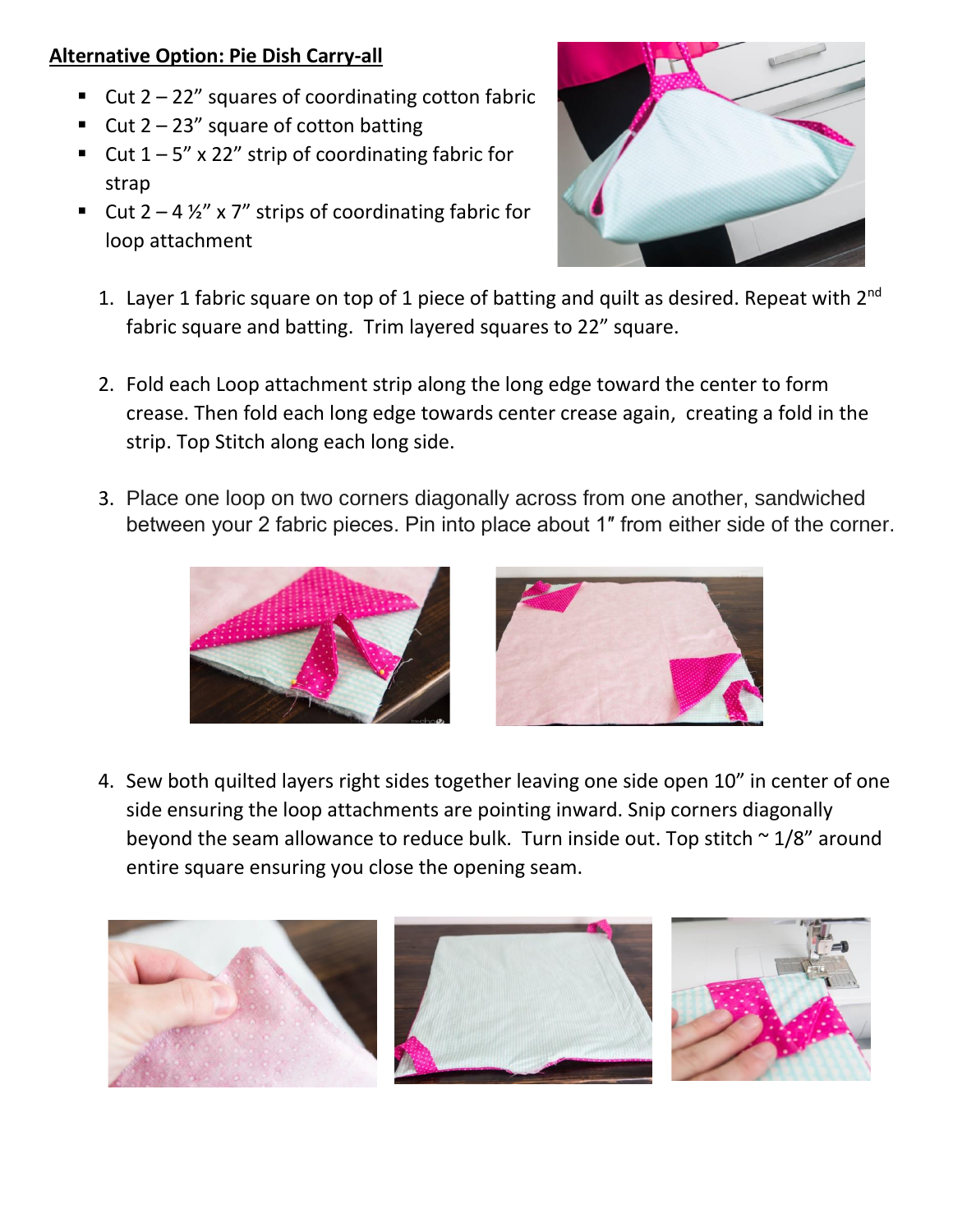**Alternative Option: Pie Dish Carry-all**

- Cut 2 – 22" squares of coordinating cotton fabric
- Cut 2 – 23" square of cotton batting
- Cut 1 – 5" x 22" strip of coordinating fabric for strap
- Cut 2 – 4 ½" x 7" strips of coordinating fabric for loop attachment

1. Layer 1 fabric square on top of 1 piece of batting and quilt as desired. Repeat with 2nd fabric square and batting. Trim layered squares to 22" square.

2. Fold each Loop attachment strip along the long edge toward the center to form crease. Then fold each long edge towards center crease again, creating a fold in the strip. Top Stitch along each long side.

3. Place one loop on two corners diagonally across from one another, sandwiched between your 2 fabric pieces. Pin into place about 1″ from either side of the corner.

4. Sew both quilted layers right sides together leaving one side open 10" in center of one side ensuring the loop attachments are pointing inward. Snip corners diagonally beyond the seam allowance to reduce bulk. Turn inside out. Top stitch ~ 1/8" around entire square ensuring you close the opening seam.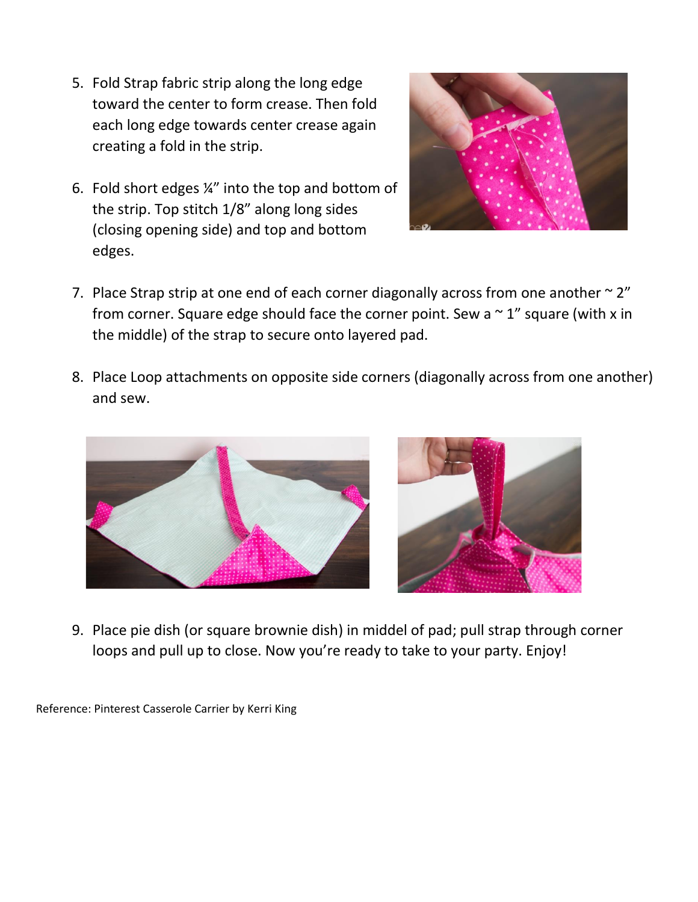5. Fold Strap fabric strip along the long edge toward the center to form crease. Then fold each long edge towards center crease again creating a fold in the strip.

6. Fold short edges ¼" into the top and bottom of the strip. Top stitch 1/8" along long sides (closing opening side) and top and bottom edges.

7. Place Strap strip at one end of each corner diagonally across from one another ~ 2" from corner. Square edge should face the corner point. Sew a ~ 1" square (with x in the middle) of the strap to secure onto layered pad.

8. Place Loop attachments on opposite side corners (diagonally across from one another) and sew.

9. Place pie dish (or square brownie dish) in middel of pad; pull strap through corner loops and pull up to close. Now you're ready to take to your party. Enjoy!

Reference: Pinterest Casserole Carrier by Kerri King